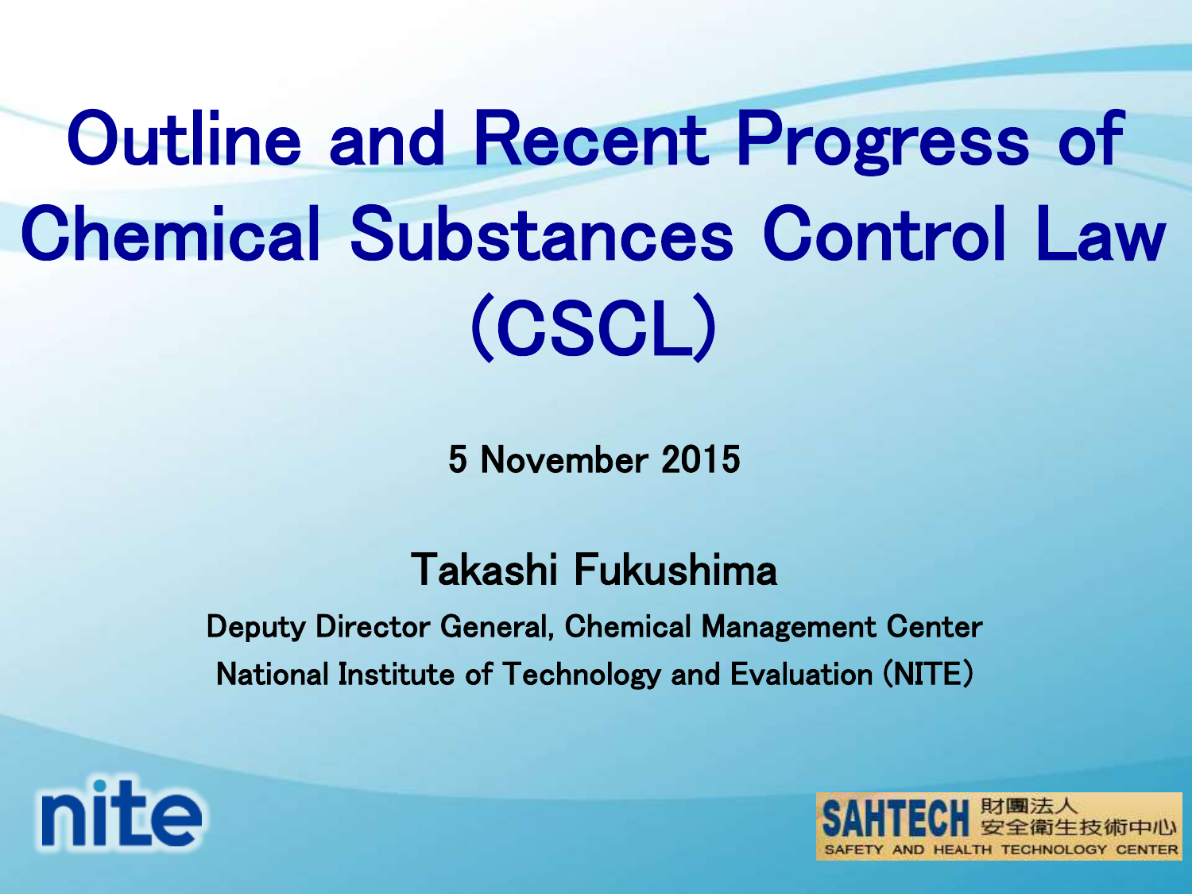# Outline and Recent Progress of Chemical Substances Control Law (CSCL)

5 November 2015

Takashi Fukushima

Deputy Director General, Chemical Management Center

National Institute of Technology and Evaluation (NITE)

nite

SAHTECH 財團法人 安全衛生技術中心 SAFETY AND HEALTH TECHNOLOGY CENTER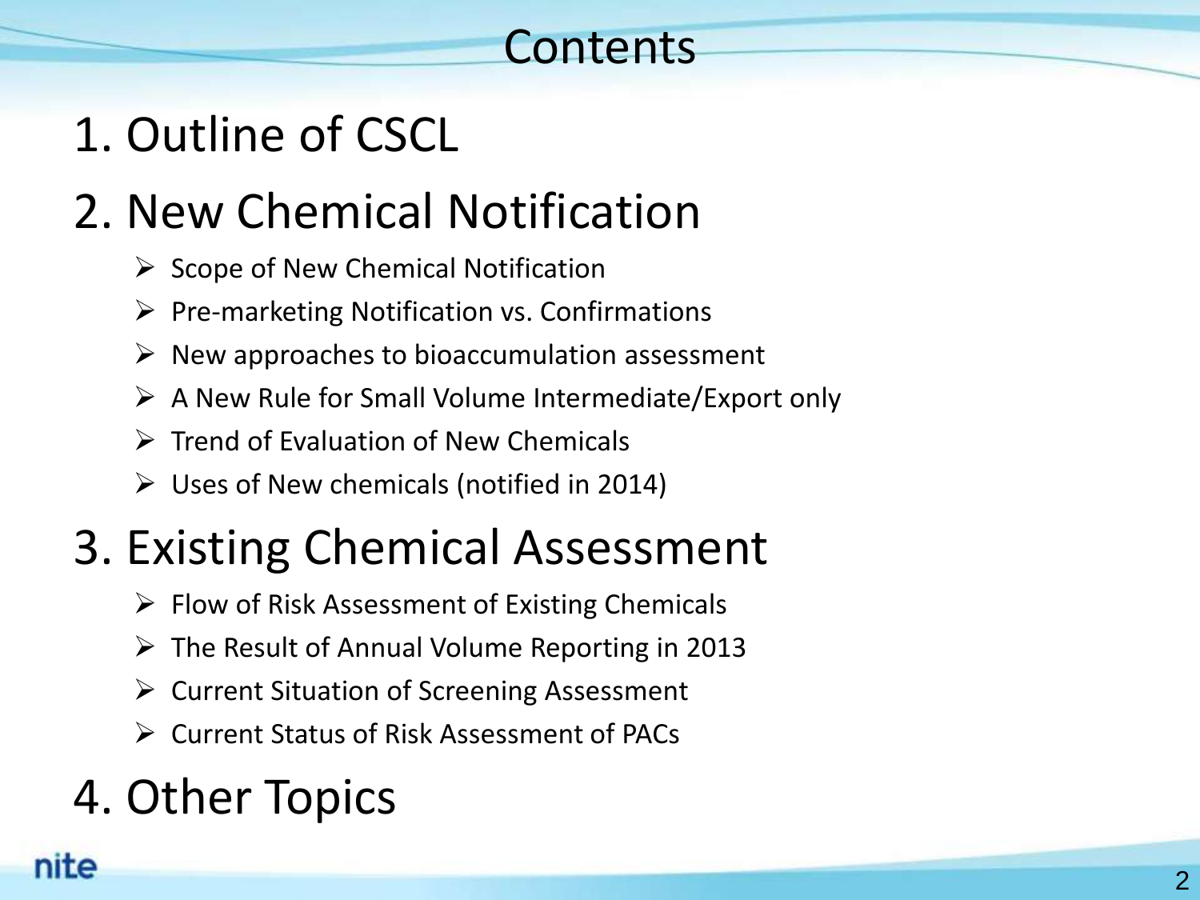# Contents

## 1. Outline of CSCL

## 2. New Chemical Notification

- Scope of New Chemical Notification
- Pre-marketing Notification vs. Confirmations
- New approaches to bioaccumulation assessment
- A New Rule for Small Volume Intermediate/Export only
- Trend of Evaluation of New Chemicals
- Uses of New chemicals (notified in 2014)

## 3. Existing Chemical Assessment

- Flow of Risk Assessment of Existing Chemicals
- The Result of Annual Volume Reporting in 2013
- Current Situation of Screening Assessment
- Current Status of Risk Assessment of PACs

## 4. Other Topics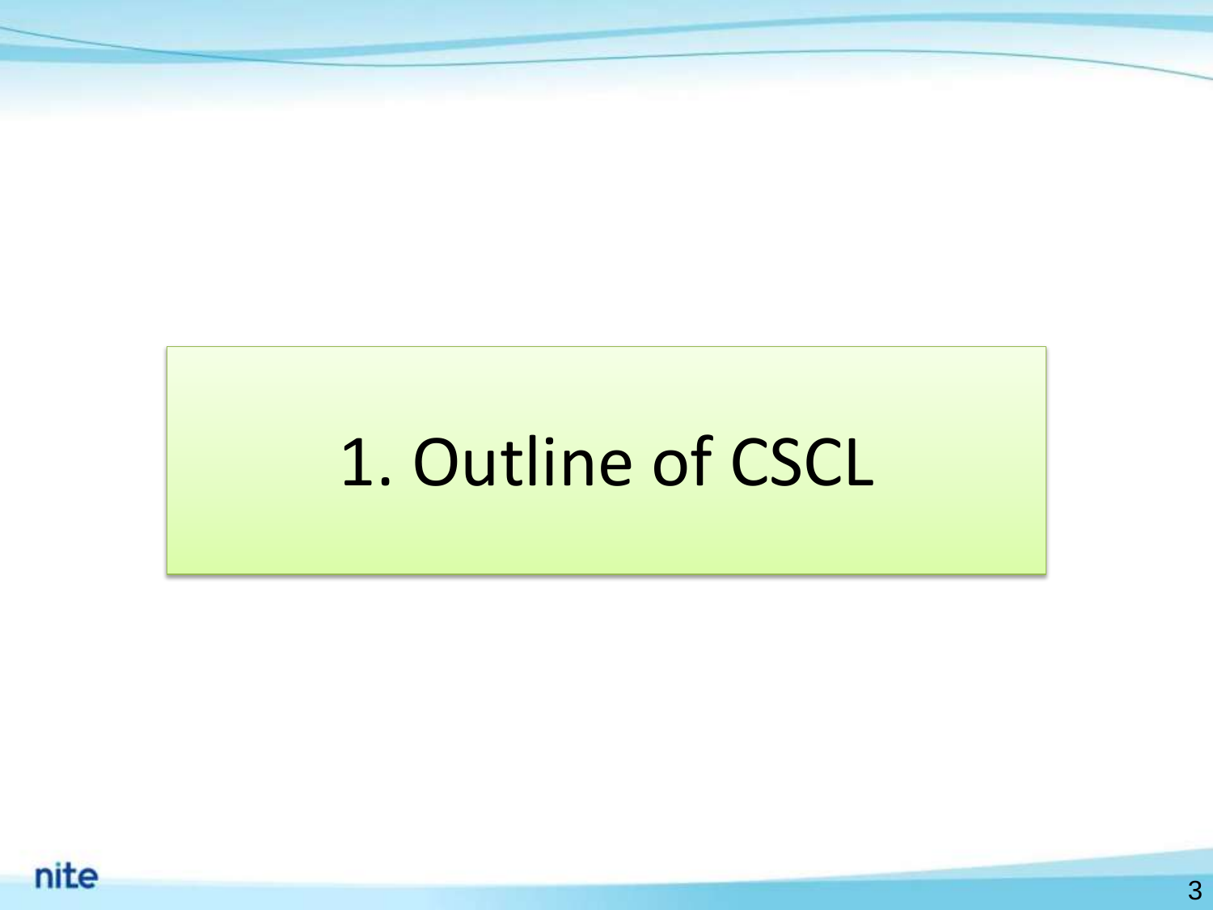# 1. Outline of CSCL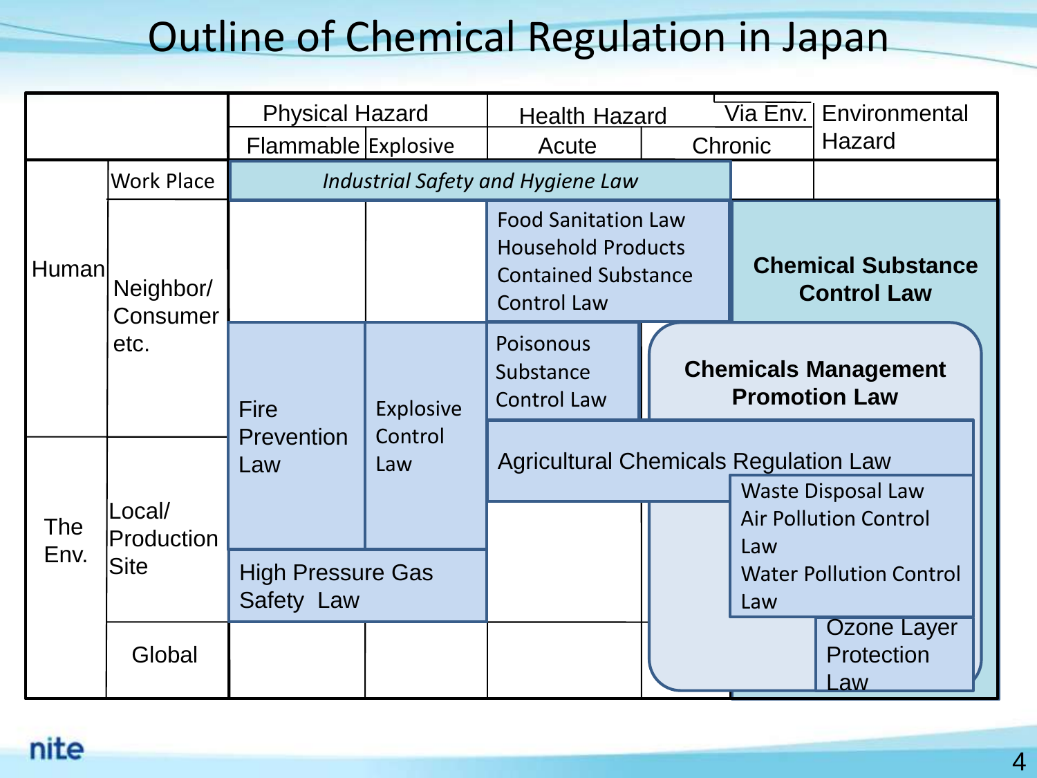# Outline of Chemical Regulation in Japan

| | | Physical Hazard | | Health Hazard | | Via Env. | Environmental Hazard |
|---|---|---|---|---|---|---|---|
| | | Flammable | Explosive | Acute | Chronic | | |
| Human | Work Place | *Industrial Safety and Hygiene Law* | | | | | |
| | Neighbor/ Consumer etc. | | | Food Sanitation Law; Household Products Contained Substance Control Law | | **Chemical Substance Control Law** | |
| | | Fire Prevention Law | Explosive Control Law | Poisonous Substance Control Law | **Chemicals Management Promotion Law** | | |
| The Env. | Local/ Production Site | | | Agricultural Chemicals Regulation Law | | | |
| | | | | | | Waste Disposal Law; Air Pollution Control Law; Water Pollution Control Law | |
| | | High Pressure Gas Safety Law | | | | | |
| | Global | | | | | | Ozone Layer Protection Law |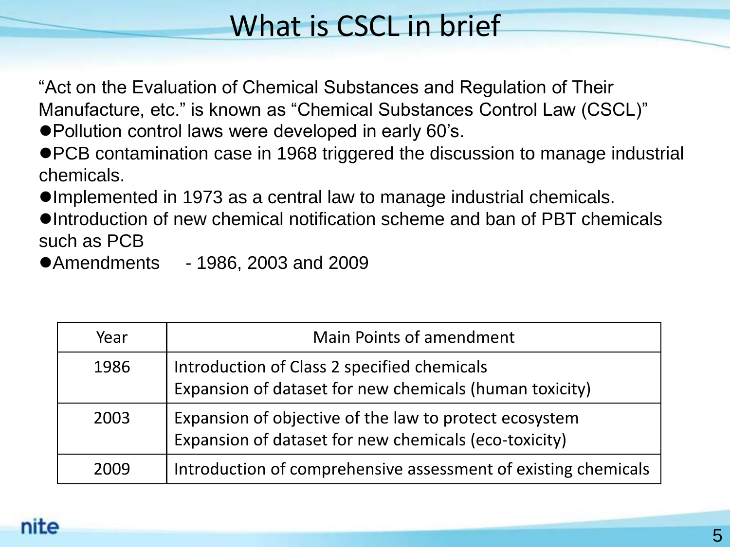# What is CSCL in brief

"Act on the Evaluation of Chemical Substances and Regulation of Their Manufacture, etc." is known as "Chemical Substances Control Law (CSCL)"

- Pollution control laws were developed in early 60's.
- PCB contamination case in 1968 triggered the discussion to manage industrial chemicals.
- Implemented in 1973 as a central law to manage industrial chemicals.
- Introduction of new chemical notification scheme and ban of PBT chemicals such as PCB
- Amendments - 1986, 2003 and 2009

| Year | Main Points of amendment |
|---|---|
| 1986 | Introduction of Class 2 specified chemicals<br>Expansion of dataset for new chemicals (human toxicity) |
| 2003 | Expansion of objective of the law to protect ecosystem<br>Expansion of dataset for new chemicals (eco-toxicity) |
| 2009 | Introduction of comprehensive assessment of existing chemicals |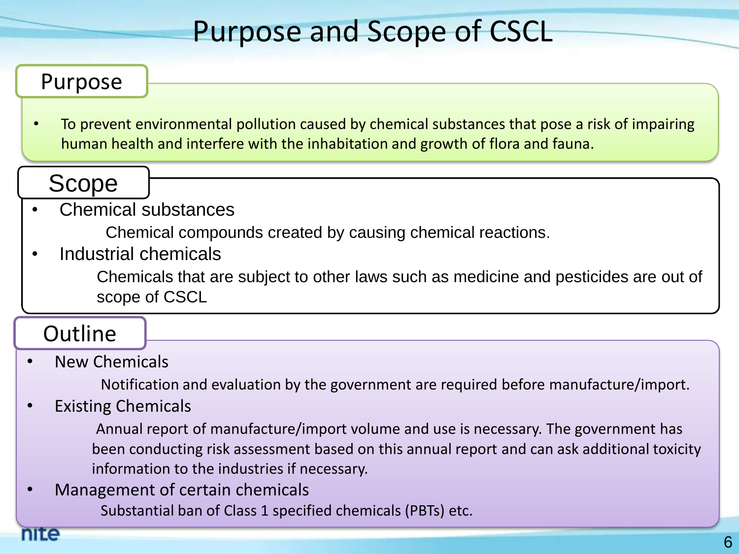# Purpose and Scope of CSCL

## Purpose

- To prevent environmental pollution caused by chemical substances that pose a risk of impairing human health and interfere with the inhabitation and growth of flora and fauna.

## Scope

- Chemical substances
  - Chemical compounds created by causing chemical reactions.
- Industrial chemicals
  - Chemicals that are subject to other laws such as medicine and pesticides are out of scope of CSCL

## Outline

- New Chemicals
  - Notification and evaluation by the government are required before manufacture/import.
- Existing Chemicals
  - Annual report of manufacture/import volume and use is necessary. The government has been conducting risk assessment based on this annual report and can ask additional toxicity information to the industries if necessary.
- Management of certain chemicals
  - Substantial ban of Class 1 specified chemicals (PBTs) etc.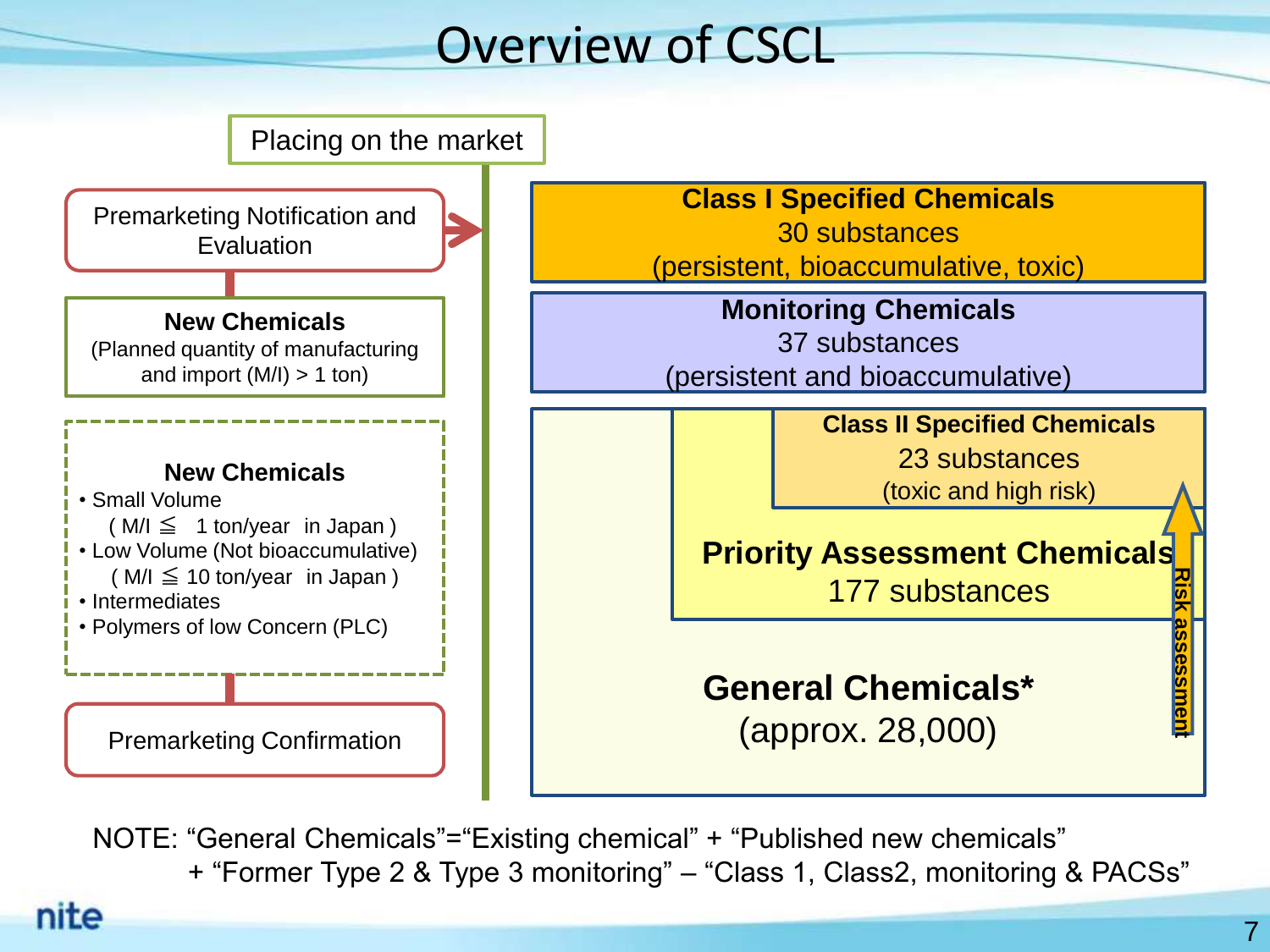# Overview of CSCL

Placing on the market

Premarketing Notification and Evaluation

**New Chemicals**
(Planned quantity of manufacturing and import (M/I) > 1 ton)

**New Chemicals**
- Small Volume
  ( M/I ≦ 1 ton/year in Japan )
- Low Volume (Not bioaccumulative)
  ( M/I ≦ 10 ton/year in Japan )
- Intermediates
- Polymers of low Concern (PLC)

Premarketing Confirmation

**Class I Specified Chemicals**
30 substances
(persistent, bioaccumulative, toxic)

**Monitoring Chemicals**
37 substances
(persistent and bioaccumulative)

**Class II Specified Chemicals**
23 substances
(toxic and high risk)

**Priority Assessment Chemicals**
177 substances

**General Chemicals***
(approx. 28,000)

Risk assessment

NOTE: "General Chemicals"="Existing chemical" + "Published new chemicals" + "Former Type 2 & Type 3 monitoring" – "Class 1, Class2, monitoring & PACSs"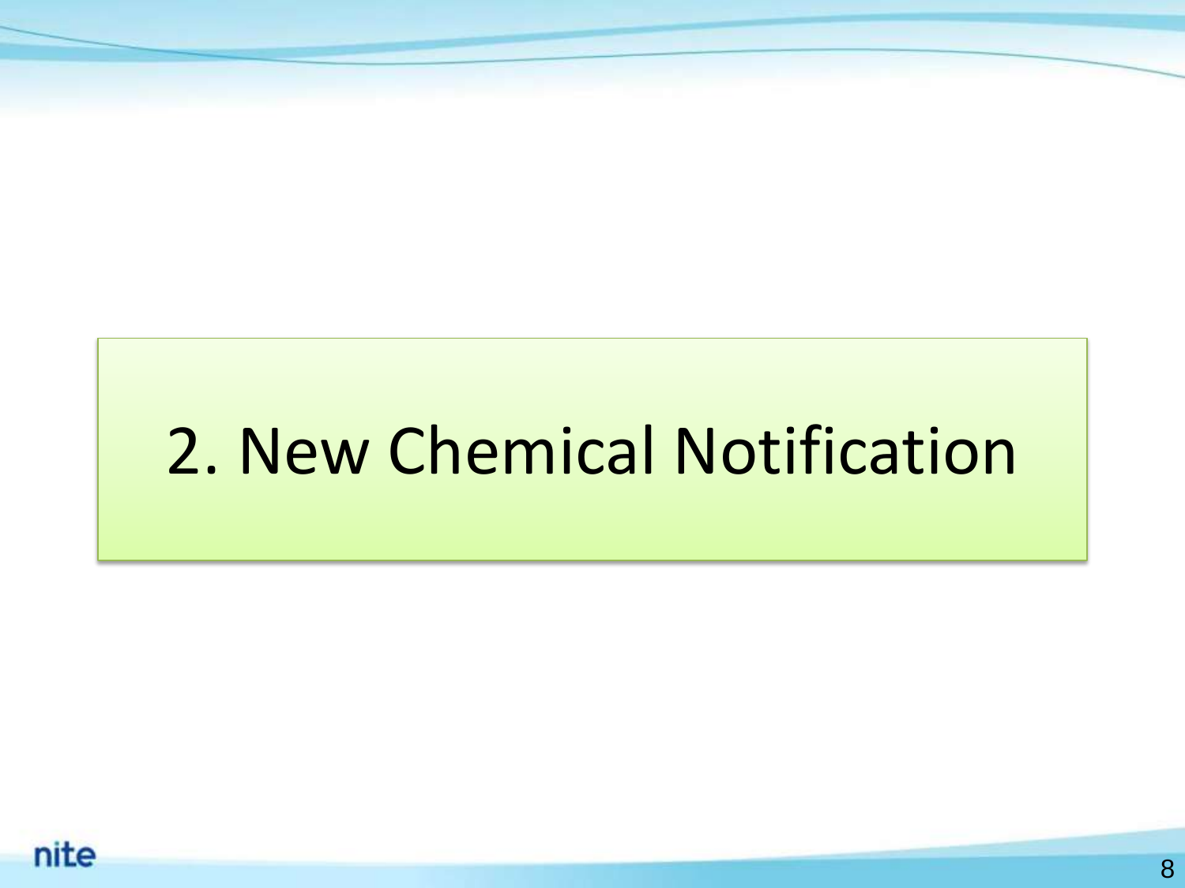# 2. New Chemical Notification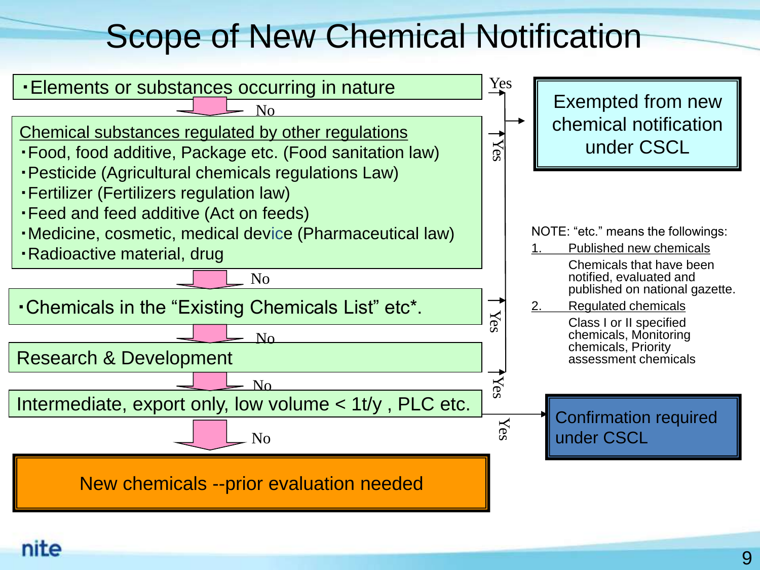# Scope of New Chemical Notification

- Elements or substances occurring in nature — **Yes** → Exempted from new chemical notification under CSCL

↓ No

**Chemical substances regulated by other regulations** — **Yes** → Exempted from new chemical notification under CSCL

- Food, food additive, Package etc. (Food sanitation law)
- Pesticide (Agricultural chemicals regulations Law)
- Fertilizer (Fertilizers regulation law)
- Feed and feed additive (Act on feeds)
- Medicine, cosmetic, medical device (Pharmaceutical law)
- Radioactive material, drug

↓ No

- Chemicals in the "Existing Chemicals List" etc*. — **Yes** → Exempted from new chemical notification under CSCL

↓ No

Research & Development — **Yes** → Exempted from new chemical notification under CSCL

↓ No

Intermediate, export only, low volume < 1t/y , PLC etc. — **Yes** → Confirmation required under CSCL

↓ No

**New chemicals --prior evaluation needed**

NOTE: "etc." means the followings:

1. Published new chemicals

   Chemicals that have been notified, evaluated and published on national gazette.

2. Regulated chemicals

   Class I or II specified chemicals, Monitoring chemicals, Priority assessment chemicals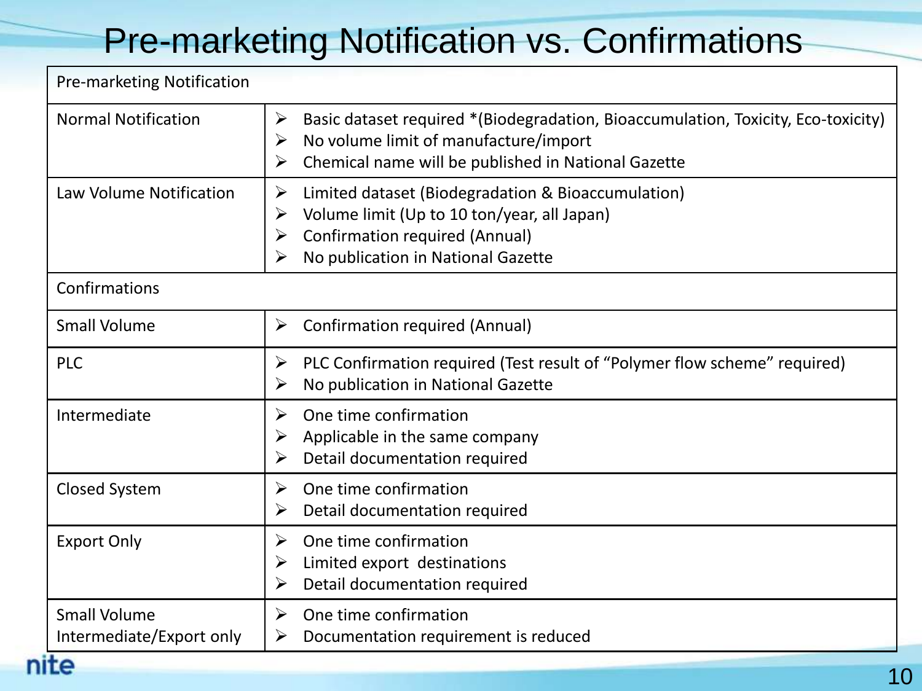# Pre-marketing Notification vs. Confirmations

| Pre-marketing Notification | |
|---|---|
| Normal Notification | ➢ Basic dataset required *(Biodegradation, Bioaccumulation, Toxicity, Eco-toxicity)<br>➢ No volume limit of manufacture/import<br>➢ Chemical name will be published in National Gazette |
| Law Volume Notification | ➢ Limited dataset (Biodegradation & Bioaccumulation)<br>➢ Volume limit (Up to 10 ton/year, all Japan)<br>➢ Confirmation required (Annual)<br>➢ No publication in National Gazette |
| Confirmations | |
| Small Volume | ➢ Confirmation required (Annual) |
| PLC | ➢ PLC Confirmation required (Test result of "Polymer flow scheme" required)<br>➢ No publication in National Gazette |
| Intermediate | ➢ One time confirmation<br>➢ Applicable in the same company<br>➢ Detail documentation required |
| Closed System | ➢ One time confirmation<br>➢ Detail documentation required |
| Export Only | ➢ One time confirmation<br>➢ Limited export destinations<br>➢ Detail documentation required |
| Small Volume Intermediate/Export only | ➢ One time confirmation<br>➢ Documentation requirement is reduced |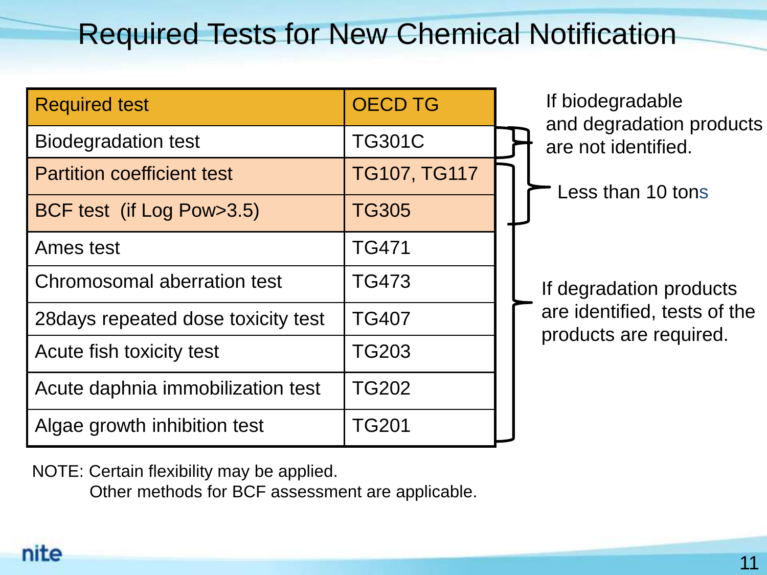# Required Tests for New Chemical Notification

| Required test | OECD TG |
|---|---|
| Biodegradation test | TG301C |
| Partition coefficient test | TG107, TG117 |
| BCF test (if Log Pow>3.5) | TG305 |
| Ames test | TG471 |
| Chromosomal aberration test | TG473 |
| 28days repeated dose toxicity test | TG407 |
| Acute fish toxicity test | TG203 |
| Acute daphnia immobilization test | TG202 |
| Algae growth inhibition test | TG201 |

If biodegradable and degradation products are not identified.

Less than 10 tons

If degradation products are identified, tests of the products are required.

NOTE: Certain flexibility may be applied.
Other methods for BCF assessment are applicable.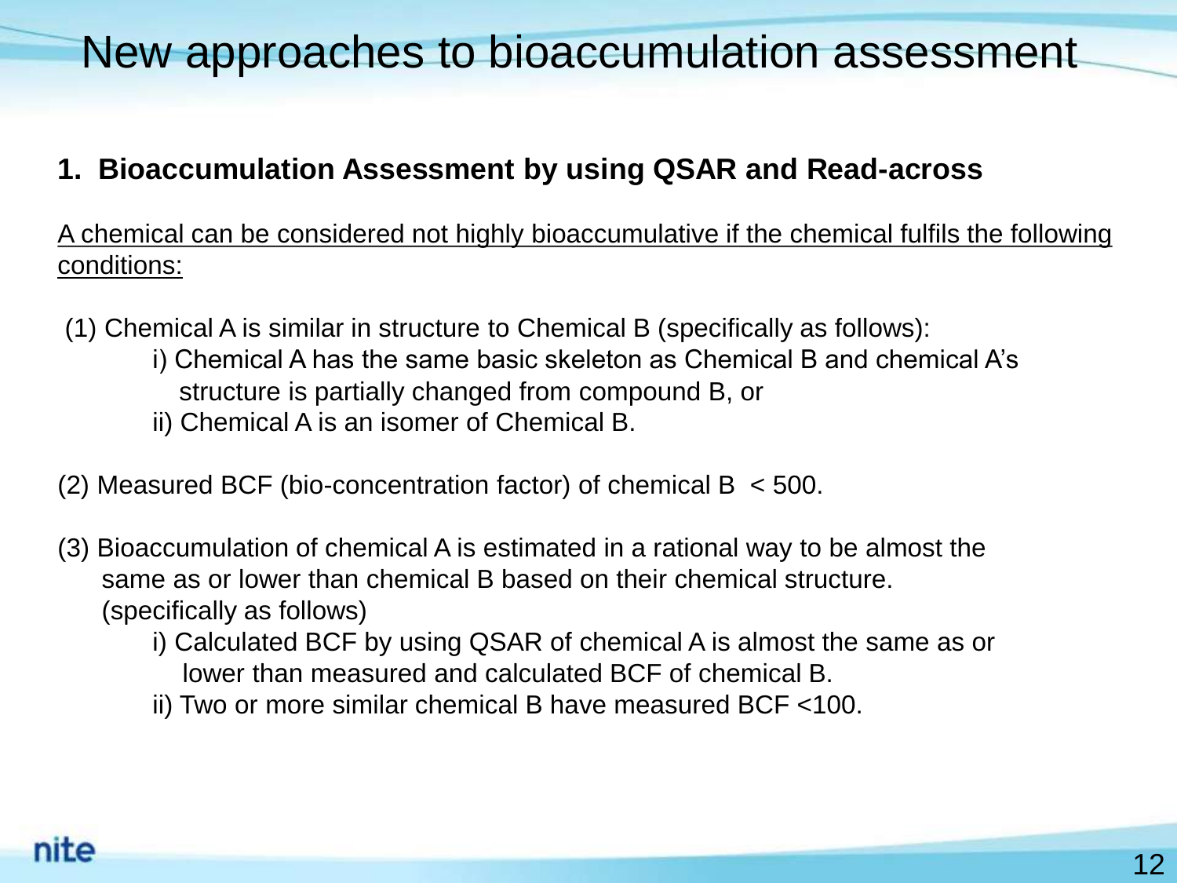# New approaches to bioaccumulation assessment

## 1. Bioaccumulation Assessment by using QSAR and Read-across

<u>A chemical can be considered not highly bioaccumulative if the chemical fulfils the following conditions:</u>

(1) Chemical A is similar in structure to Chemical B (specifically as follows):

- i) Chemical A has the same basic skeleton as Chemical B and chemical A's structure is partially changed from compound B, or
- ii) Chemical A is an isomer of Chemical B.

(2) Measured BCF (bio-concentration factor) of chemical B < 500.

(3) Bioaccumulation of chemical A is estimated in a rational way to be almost the same as or lower than chemical B based on their chemical structure. (specifically as follows)

- i) Calculated BCF by using QSAR of chemical A is almost the same as or lower than measured and calculated BCF of chemical B.
- ii) Two or more similar chemical B have measured BCF <100.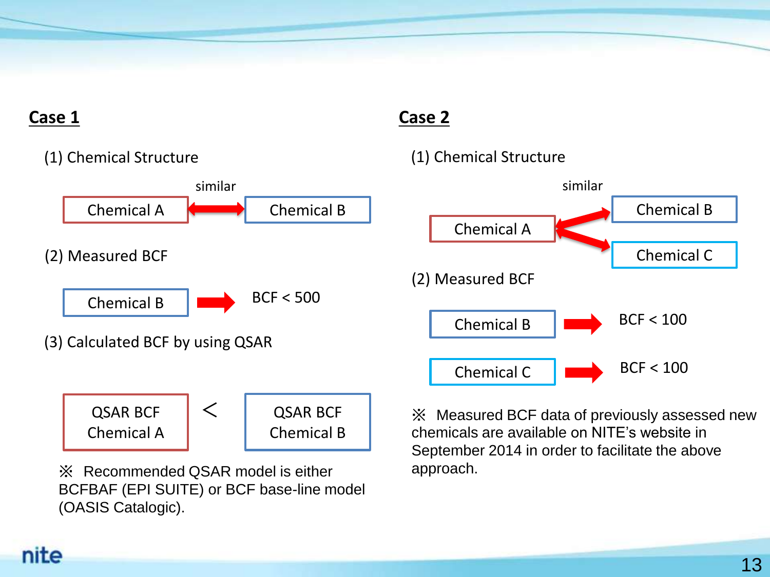## Case 1

(1) Chemical Structure

Chemical A ⟷ (similar) ⟷ Chemical B

(2) Measured BCF

Chemical B → BCF < 500

(3) Calculated BCF by using QSAR

QSAR BCF Chemical A < QSAR BCF Chemical B

※ Recommended QSAR model is either BCFBAF (EPI SUITE) or BCF base-line model (OASIS Catalogic).

## Case 2

(1) Chemical Structure

Chemical A ⟷ (similar) ⟷ Chemical B

Chemical A ⟷ (similar) ⟷ Chemical C

(2) Measured BCF

Chemical B → BCF < 100

Chemical C → BCF < 100

※ Measured BCF data of previously assessed new chemicals are available on NITE's website in September 2014 in order to facilitate the above approach.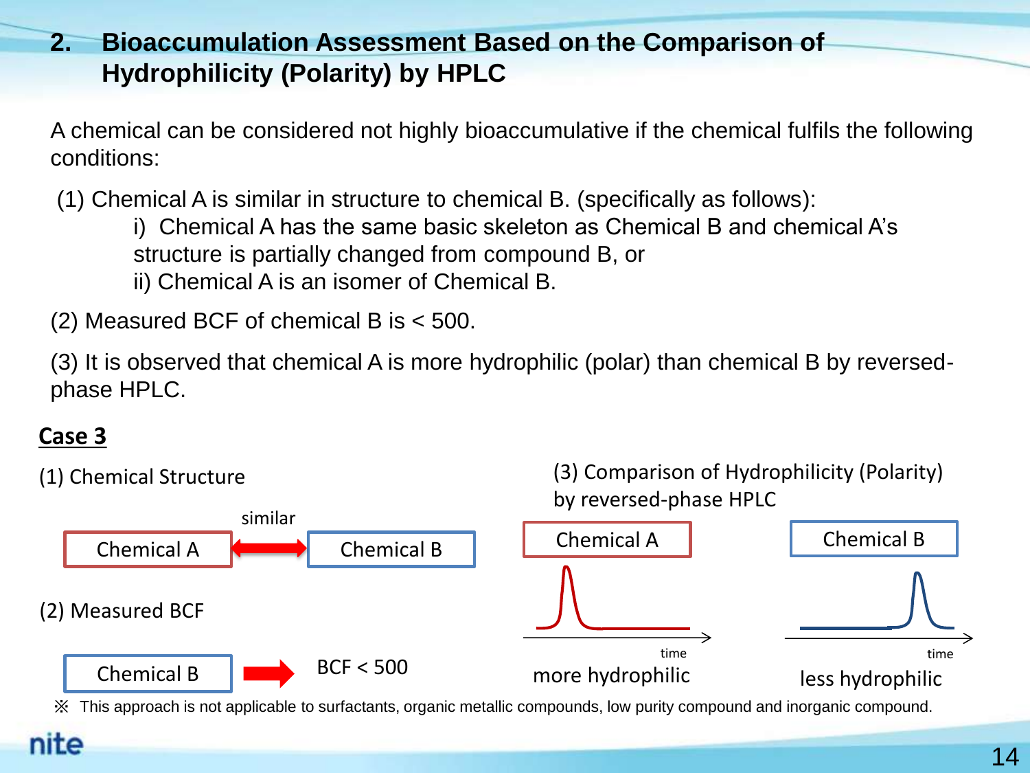## 2. Bioaccumulation Assessment Based on the Comparison of Hydrophilicity (Polarity) by HPLC

A chemical can be considered not highly bioaccumulative if the chemical fulfils the following conditions:

(1) Chemical A is similar in structure to chemical B. (specifically as follows):

i) Chemical A has the same basic skeleton as Chemical B and chemical A's structure is partially changed from compound B, or

ii) Chemical A is an isomer of Chemical B.

(2) Measured BCF of chemical B is < 500.

(3) It is observed that chemical A is more hydrophilic (polar) than chemical B by reversed-phase HPLC.

**Case 3**

(1) Chemical Structure

Chemical A ⟷ (similar) Chemical B

(2) Measured BCF

Chemical B → BCF < 500

(3) Comparison of Hydrophilicity (Polarity) by reversed-phase HPLC

| Chemical A | Chemical B |
|---|---|
| time | time |
| more hydrophilic | less hydrophilic |

※ This approach is not applicable to surfactants, organic metallic compounds, low purity compound and inorganic compound.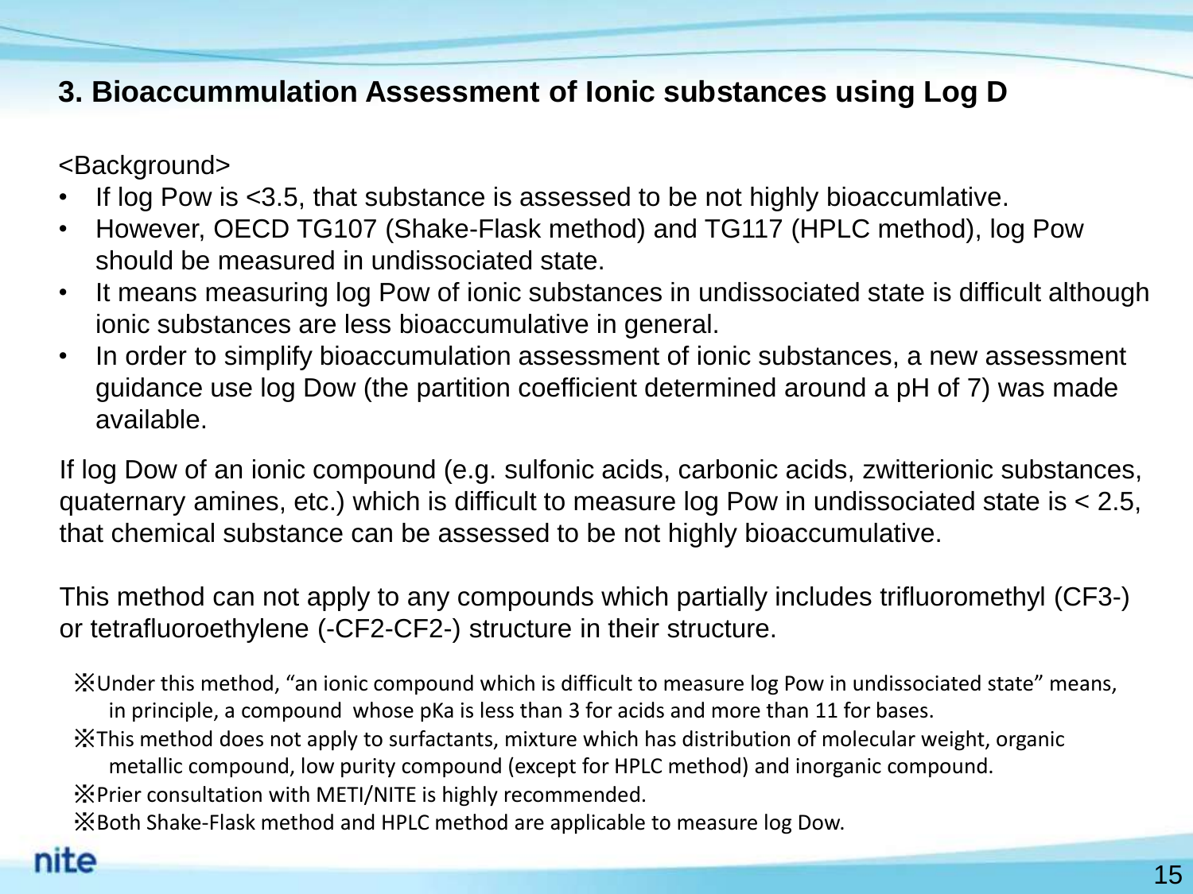## 3. Bioaccummulation Assessment of Ionic substances using Log D

<Background>

- If log Pow is <3.5, that substance is assessed to be not highly bioaccumlative.
- However, OECD TG107 (Shake-Flask method) and TG117 (HPLC method), log Pow should be measured in undissociated state.
- It means measuring log Pow of ionic substances in undissociated state is difficult although ionic substances are less bioaccumulative in general.
- In order to simplify bioaccumulation assessment of ionic substances, a new assessment guidance use log Dow (the partition coefficient determined around a pH of 7) was made available.

If log Dow of an ionic compound (e.g. sulfonic acids, carbonic acids, zwitterionic substances, quaternary amines, etc.) which is difficult to measure log Pow in undissociated state is < 2.5, that chemical substance can be assessed to be not highly bioaccumulative.

This method can not apply to any compounds which partially includes trifluoromethyl ($CF_3$-) or tetrafluoroethylene (-$CF_2$-$CF_2$-) structure in their structure.

※Under this method, "an ionic compound which is difficult to measure log Pow in undissociated state" means, in principle, a compound whose pKa is less than 3 for acids and more than 11 for bases.

※This method does not apply to surfactants, mixture which has distribution of molecular weight, organic metallic compound, low purity compound (except for HPLC method) and inorganic compound.

※Prier consultation with METI/NITE is highly recommended.

※Both Shake-Flask method and HPLC method are applicable to measure log Dow.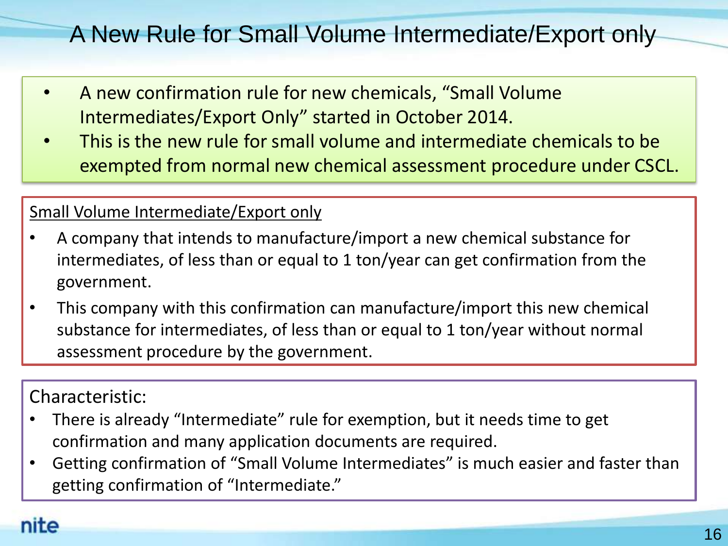# A New Rule for Small Volume Intermediate/Export only

- A new confirmation rule for new chemicals, “Small Volume Intermediates/Export Only” started in October 2014.
- This is the new rule for small volume and intermediate chemicals to be exempted from normal new chemical assessment procedure under CSCL.

Small Volume Intermediate/Export only

- A company that intends to manufacture/import a new chemical substance for intermediates, of less than or equal to 1 ton/year can get confirmation from the government.
- This company with this confirmation can manufacture/import this new chemical substance for intermediates, of less than or equal to 1 ton/year without normal assessment procedure by the government.

Characteristic:

- There is already “Intermediate” rule for exemption, but it needs time to get confirmation and many application documents are required.
- Getting confirmation of “Small Volume Intermediates” is much easier and faster than getting confirmation of “Intermediate.”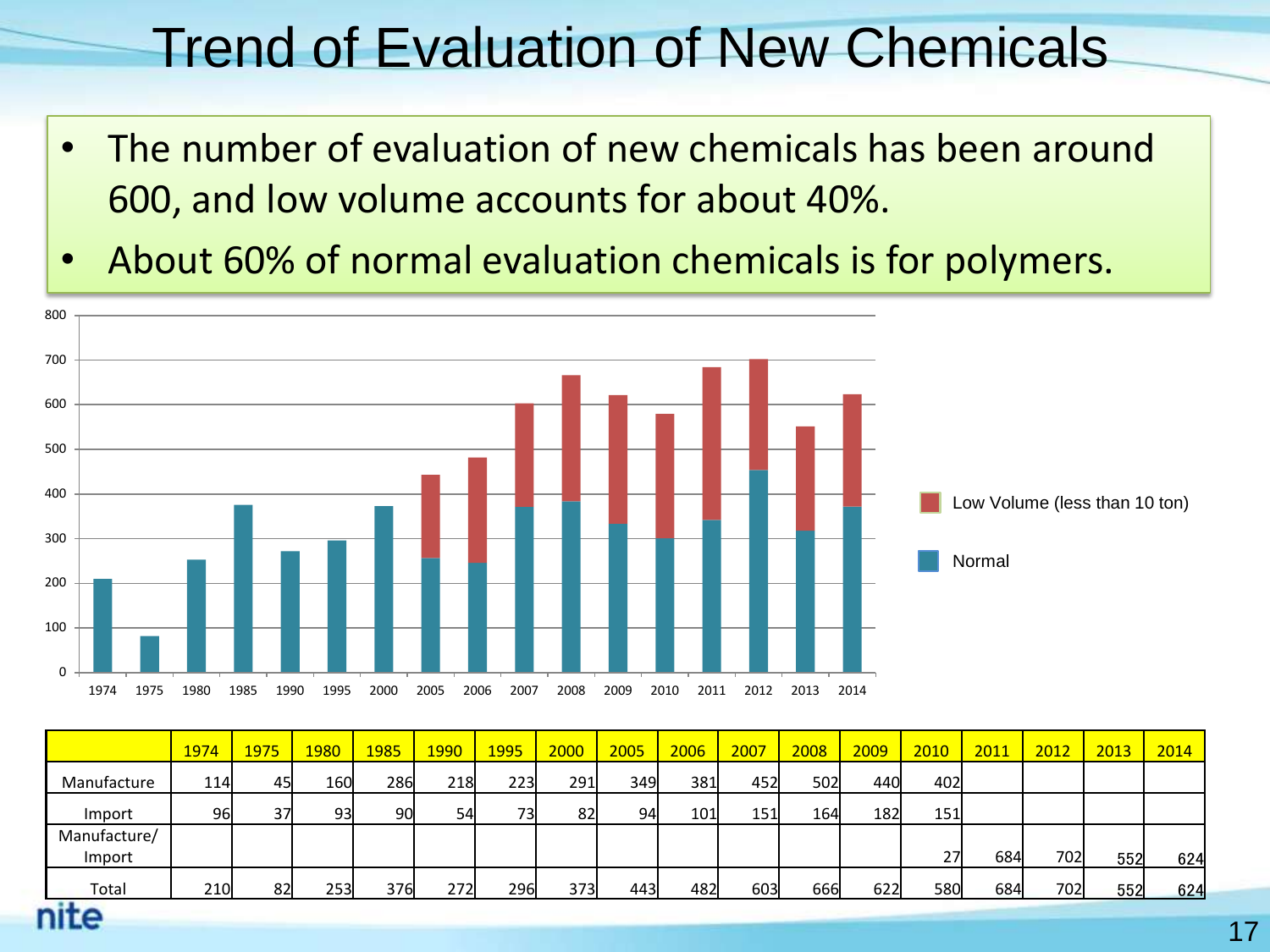# Trend of Evaluation of New Chemicals

- The number of evaluation of new chemicals has been around 600, and low volume accounts for about 40%.
- About 60% of normal evaluation chemicals is for polymers.

| | 1974 | 1975 | 1980 | 1985 | 1990 | 1995 | 2000 | 2005 | 2006 | 2007 | 2008 | 2009 | 2010 | 2011 | 2012 | 2013 | 2014 |
|---|---|---|---|---|---|---|---|---|---|---|---|---|---|---|---|---|---|
| Manufacture | 114 | 45 | 160 | 286 | 218 | 223 | 291 | 349 | 381 | 452 | 502 | 440 | 402 | | | | |
| Import | 96 | 37 | 93 | 90 | 54 | 73 | 82 | 94 | 101 | 151 | 164 | 182 | 151 | | | | |
| Manufacture/ Import | | | | | | | | | | | | | 27 | 684 | 702 | 552 | 624 |
| Total | 210 | 82 | 253 | 376 | 272 | 296 | 373 | 443 | 482 | 603 | 666 | 622 | 580 | 684 | 702 | 552 | 624 |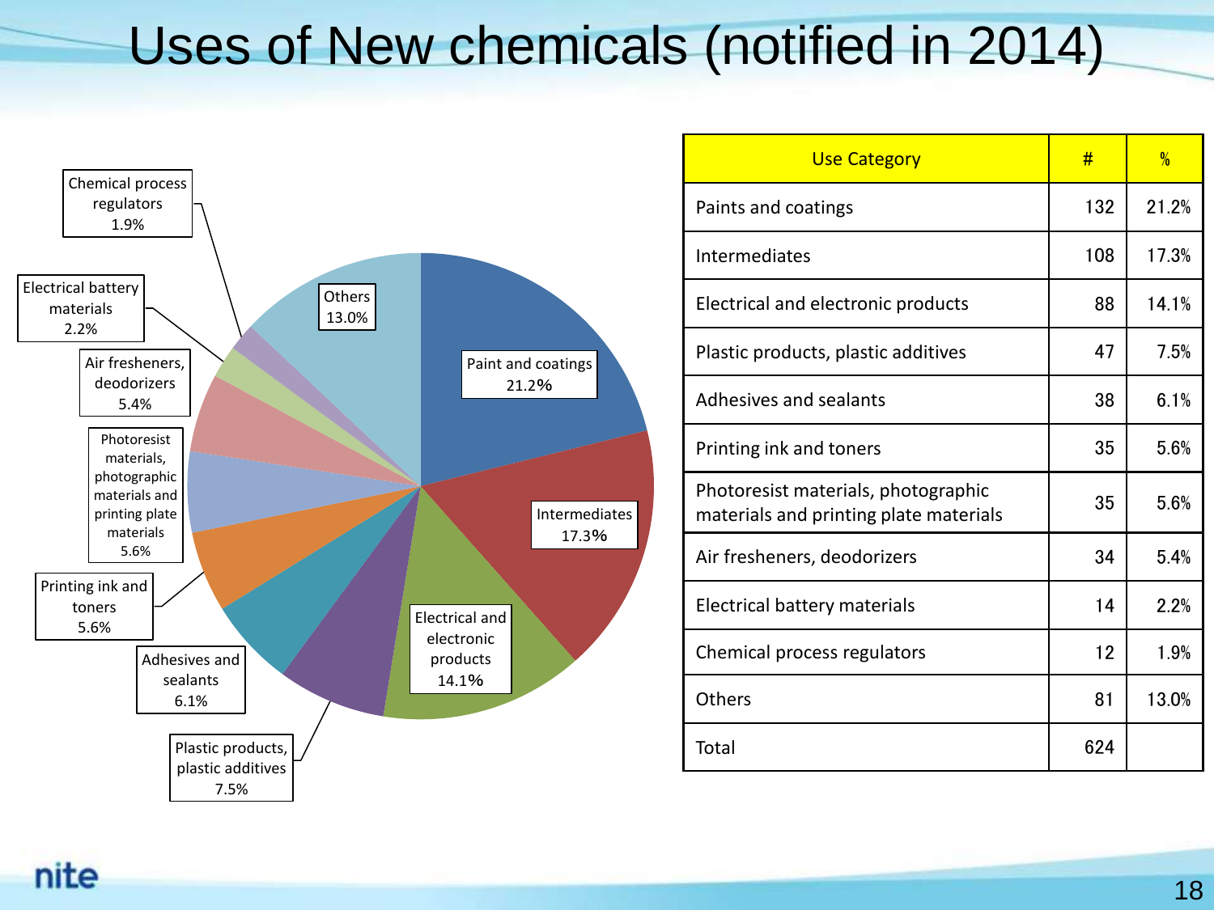# Uses of New chemicals (notified in 2014)

| Use Category | # | % |
|---|---|---|
| Paints and coatings | 132 | 21.2% |
| Intermediates | 108 | 17.3% |
| Electrical and electronic products | 88 | 14.1% |
| Plastic products, plastic additives | 47 | 7.5% |
| Adhesives and sealants | 38 | 6.1% |
| Printing ink and toners | 35 | 5.6% |
| Photoresist materials, photographic materials and printing plate materials | 35 | 5.6% |
| Air fresheners, deodorizers | 34 | 5.4% |
| Electrical battery materials | 14 | 2.2% |
| Chemical process regulators | 12 | 1.9% |
| Others | 81 | 13.0% |
| Total | 624 | |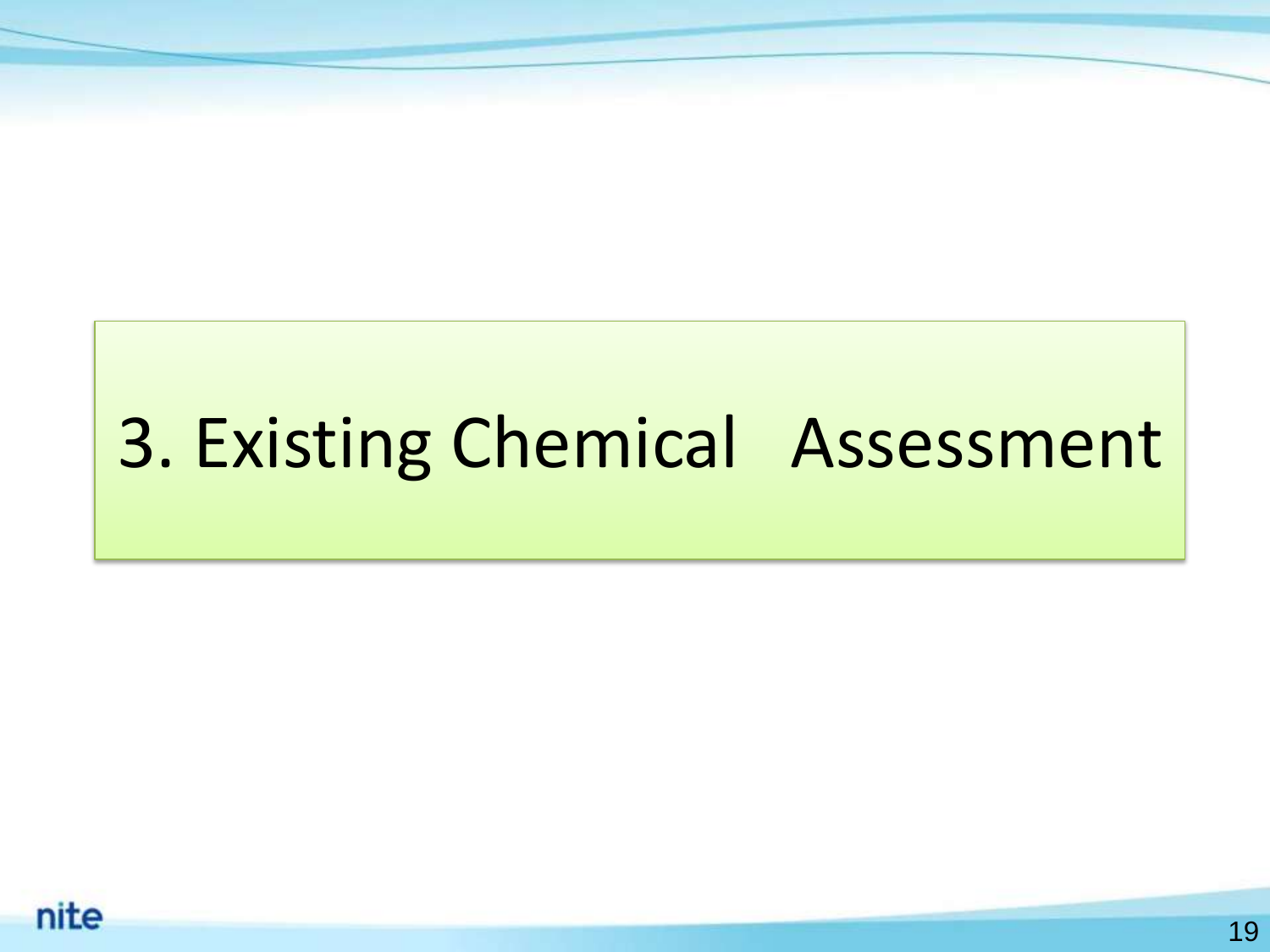# 3. Existing Chemical Assessment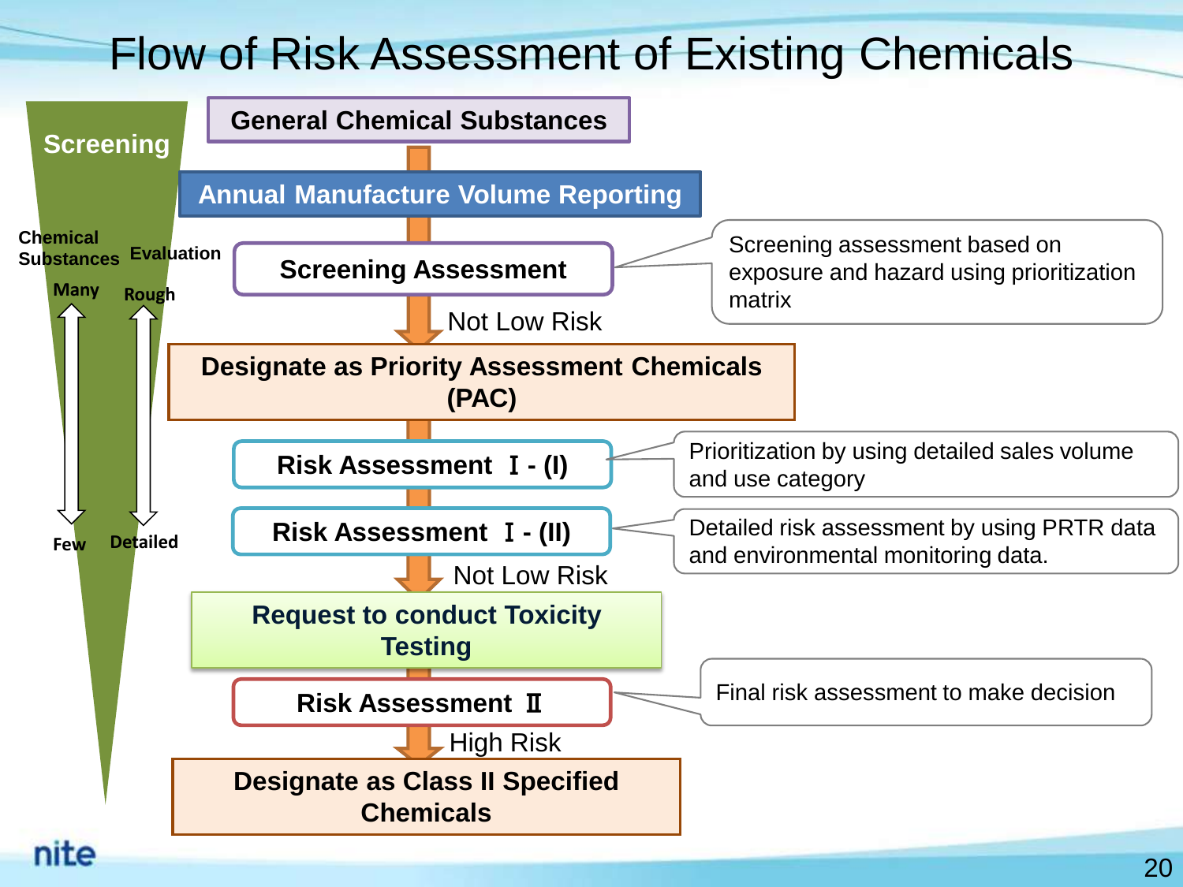# Flow of Risk Assessment of Existing Chemicals

Screening

Chemical Substances: Many → Few

Evaluation: Rough → Detailed

**General Chemical Substances**

↓

**Annual Manufacture Volume Reporting**

↓

**Screening Assessment** — Screening assessment based on exposure and hazard using prioritization matrix

↓ Not Low Risk

**Designate as Priority Assessment Chemicals (PAC)**

↓

**Risk Assessment Ⅰ - (I)** — Prioritization by using detailed sales volume and use category

↓

**Risk Assessment Ⅰ - (II)** — Detailed risk assessment by using PRTR data and environmental monitoring data.

↓ Not Low Risk

**Request to conduct Toxicity Testing**

↓

**Risk Assessment Ⅱ** — Final risk assessment to make decision

↓ High Risk

**Designate as Class II Specified Chemicals**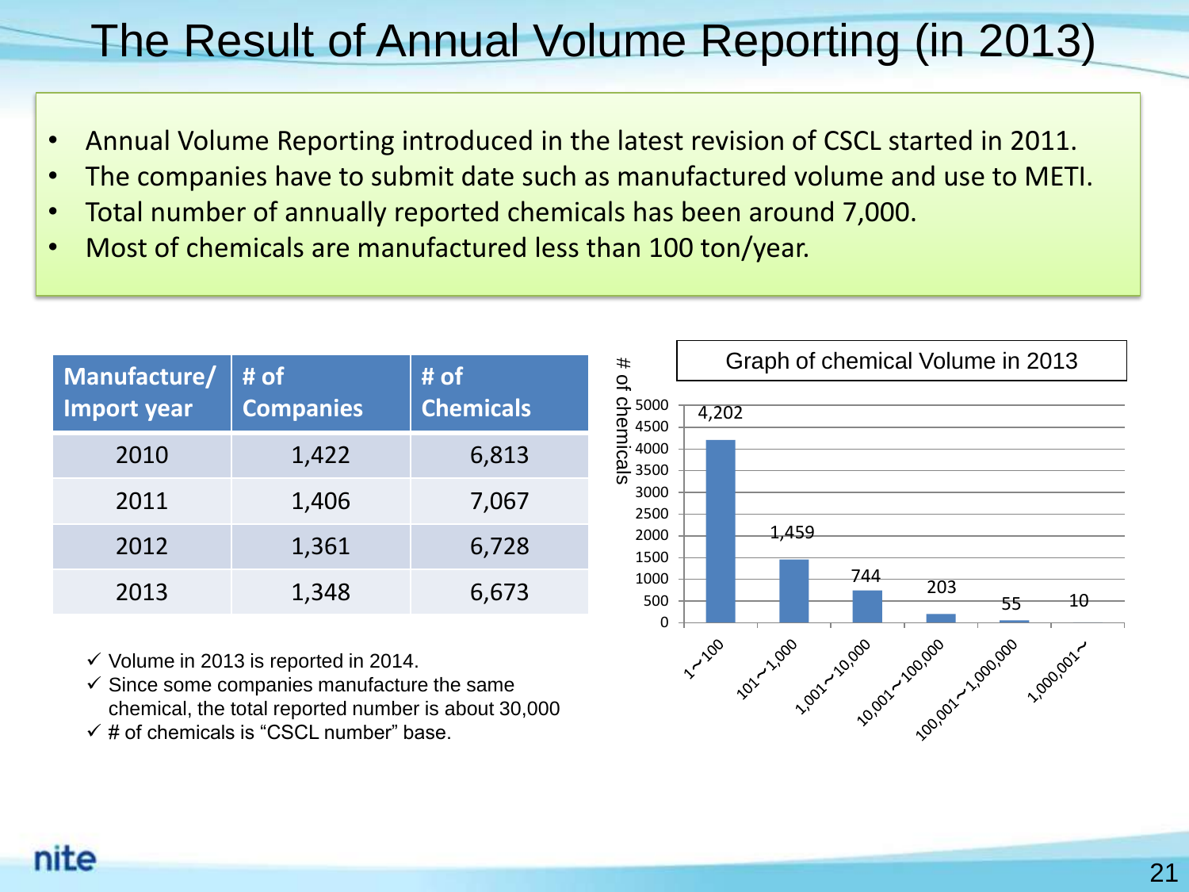# The Result of Annual Volume Reporting (in 2013)

- Annual Volume Reporting introduced in the latest revision of CSCL started in 2011.
- The companies have to submit date such as manufactured volume and use to METI.
- Total number of annually reported chemicals has been around 7,000.
- Most of chemicals are manufactured less than 100 ton/year.

| Manufacture/ Import year | # of Companies | # of Chemicals |
|---|---|---|
| 2010 | 1,422 | 6,813 |
| 2011 | 1,406 | 7,067 |
| 2012 | 1,361 | 6,728 |
| 2013 | 1,348 | 6,673 |

- ✓ Volume in 2013 is reported in 2014.
- ✓ Since some companies manufacture the same chemical, the total reported number is about 30,000
- ✓ # of chemicals is "CSCL number" base.

**Graph of chemical Volume in 2013**

| Volume range | # of chemicals |
|---|---|
| 1~100 | 4,202 |
| 101~1,000 | 1,459 |
| 1,001~10,000 | 744 |
| 10,001~100,000 | 203 |
| 100,001~1,000,000 | 55 |
| 1,000,001~ | 10 |

nite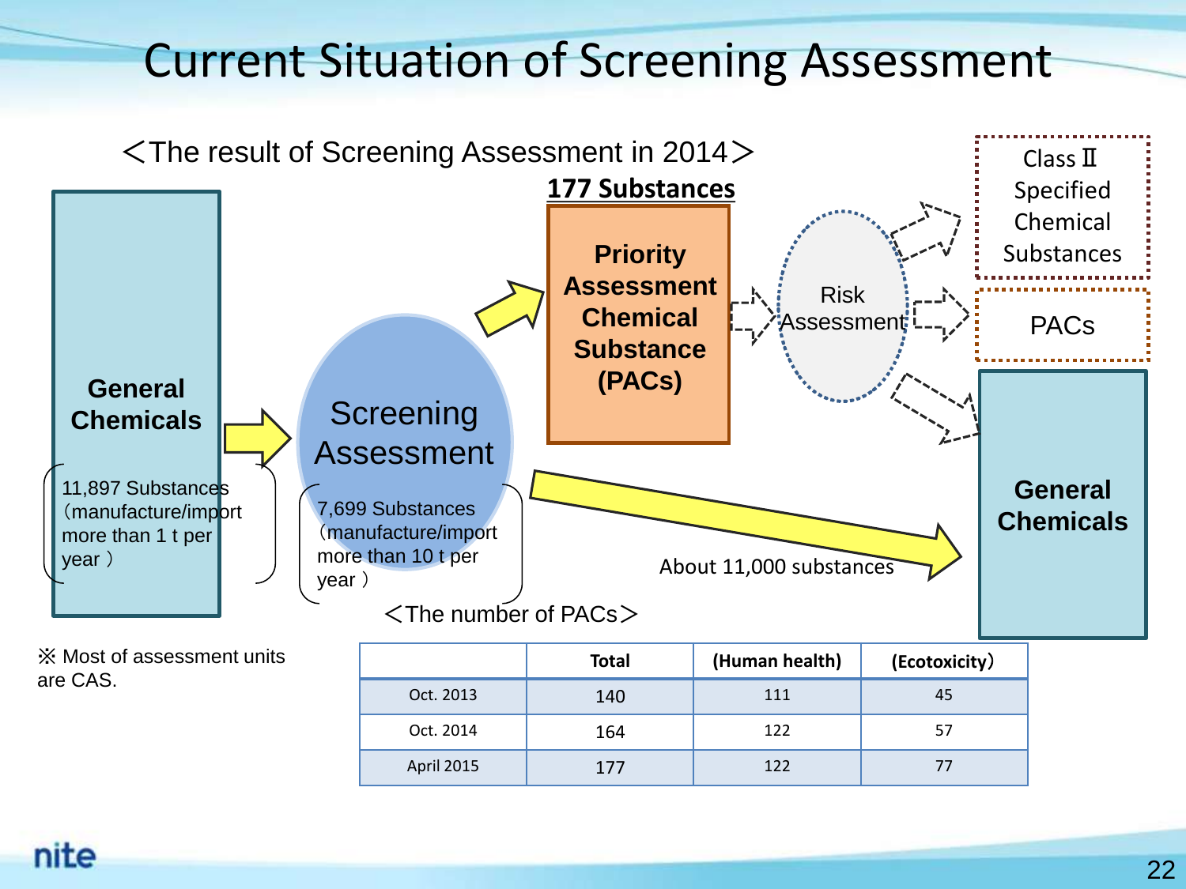# Current Situation of Screening Assessment

＜The result of Screening Assessment in 2014＞

**General Chemicals**

11,897 Substances（manufacture/import more than 1 t per year ）

→ **Screening Assessment**

7,699 Substances（manufacture/import more than 10 t per year ）

→ **177 Substances**

**Priority Assessment Chemical Substance (PACs)**

→ Risk Assessment → Class Ⅱ Specified Chemical Substances / PACs / **General Chemicals**

About 11,000 substances → **General Chemicals**

※ Most of assessment units are CAS.

＜The number of PACs＞

| | Total | (Human health) | (Ecotoxicity) |
|---|---|---|---|
| Oct. 2013 | 140 | 111 | 45 |
| Oct. 2014 | 164 | 122 | 57 |
| April 2015 | 177 | 122 | 77 |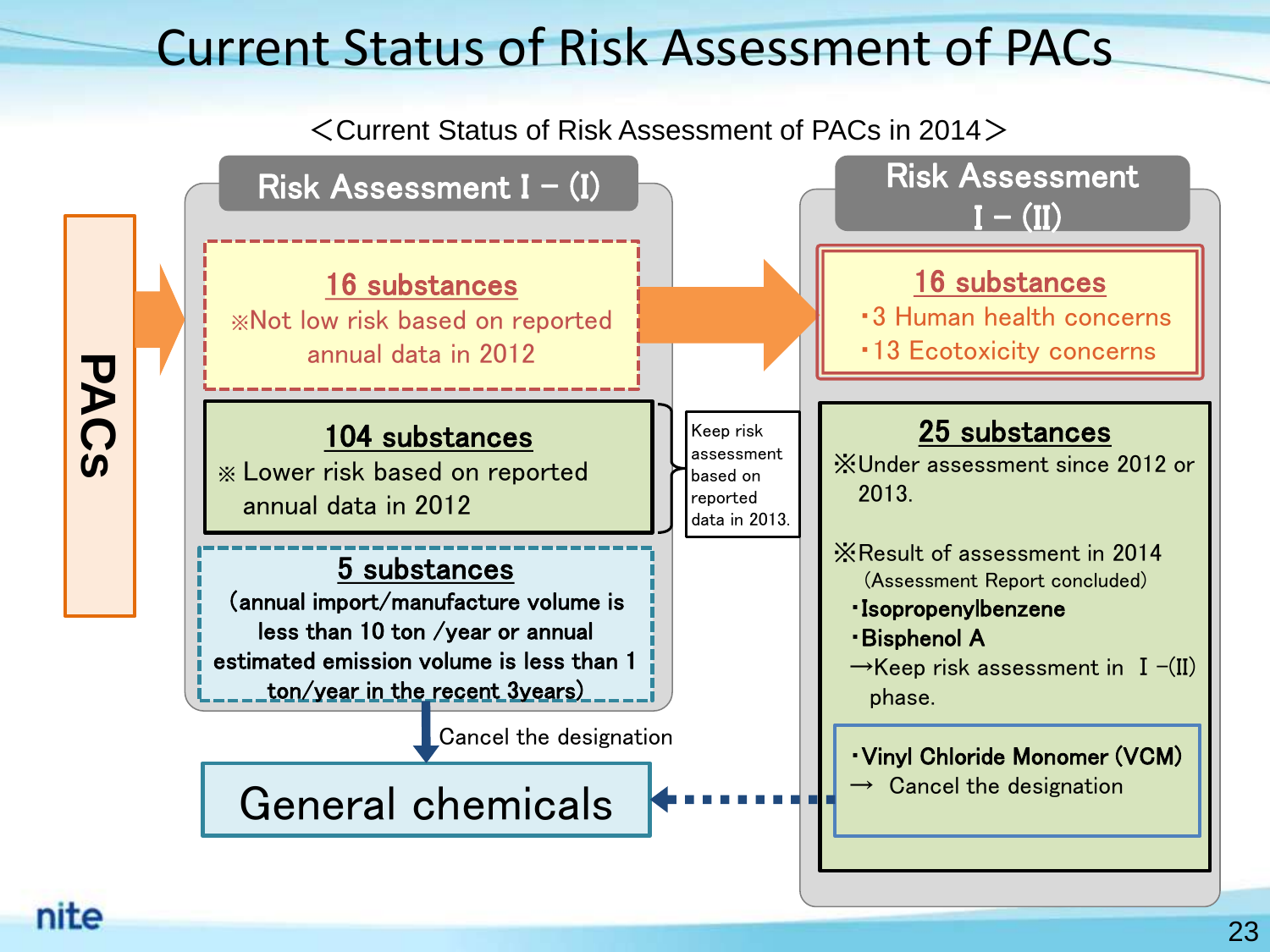# Current Status of Risk Assessment of PACs

＜Current Status of Risk Assessment of PACs in 2014＞

**PACs**

## Risk Assessment I − (I)

**16 substances**
※Not low risk based on reported annual data in 2012

**104 substances**
※ Lower risk based on reported annual data in 2012

Keep risk assessment based on reported data in 2013.

**5 substances**
(annual import/manufacture volume is less than 10 ton /year or annual estimated emission volume is less than 1 ton/year in the recent 3years)

Cancel the designation

**General chemicals**

## Risk Assessment I − (II)

**16 substances**
- 3 Human health concerns
- 13 Ecotoxicity concerns

**25 substances**
※Under assessment since 2012 or 2013.

※Result of assessment in 2014
(Assessment Report concluded)
- **Isopropenylbenzene**
- **Bisphenol A**

→Keep risk assessment in I −(II) phase.

- **Vinyl Chloride Monomer (VCM)**
→ Cancel the designation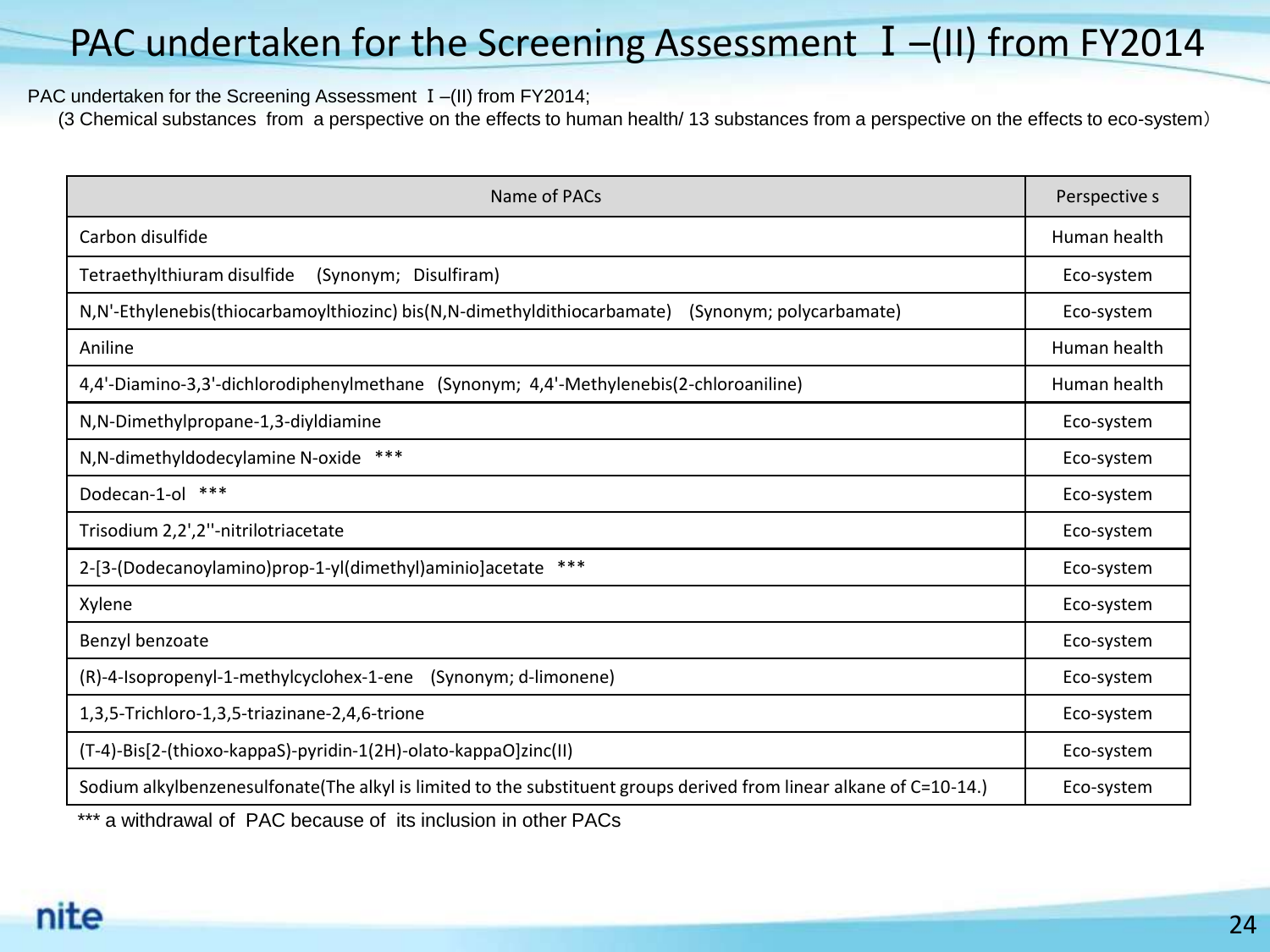# PAC undertaken for the Screening Assessment Ⅰ–(II) from FY2014

PAC undertaken for the Screening Assessment Ⅰ–(II) from FY2014;

(3 Chemical substances from a perspective on the effects to human health/ 13 substances from a perspective on the effects to eco-system)

| Name of PACs | Perspective s |
|---|---|
| Carbon disulfide | Human health |
| Tetraethylthiuram disulfide (Synonym; Disulfiram) | Eco-system |
| N,N'-Ethylenebis(thiocarbamoylthiozinc) bis(N,N-dimethyldithiocarbamate) (Synonym; polycarbamate) | Eco-system |
| Aniline | Human health |
| 4,4'-Diamino-3,3'-dichlorodiphenylmethane (Synonym; 4,4'-Methylenebis(2-chloroaniline) | Human health |
| N,N-Dimethylpropane-1,3-diyldiamine | Eco-system |
| N,N-dimethyldodecylamine N-oxide *** | Eco-system |
| Dodecan-1-ol *** | Eco-system |
| Trisodium 2,2',2''-nitrilotriacetate | Eco-system |
| 2-[3-(Dodecanoylamino)prop-1-yl(dimethyl)aminio]acetate *** | Eco-system |
| Xylene | Eco-system |
| Benzyl benzoate | Eco-system |
| (R)-4-Isopropenyl-1-methylcyclohex-1-ene (Synonym; d-limonene) | Eco-system |
| 1,3,5-Trichloro-1,3,5-triazinane-2,4,6-trione | Eco-system |
| (T-4)-Bis[2-(thioxo-kappaS)-pyridin-1(2H)-olato-kappaO]zinc(II) | Eco-system |
| Sodium alkylbenzenesulfonate(The alkyl is limited to the substituent groups derived from linear alkane of C=10-14.) | Eco-system |

*** a withdrawal of PAC because of its inclusion in other PACs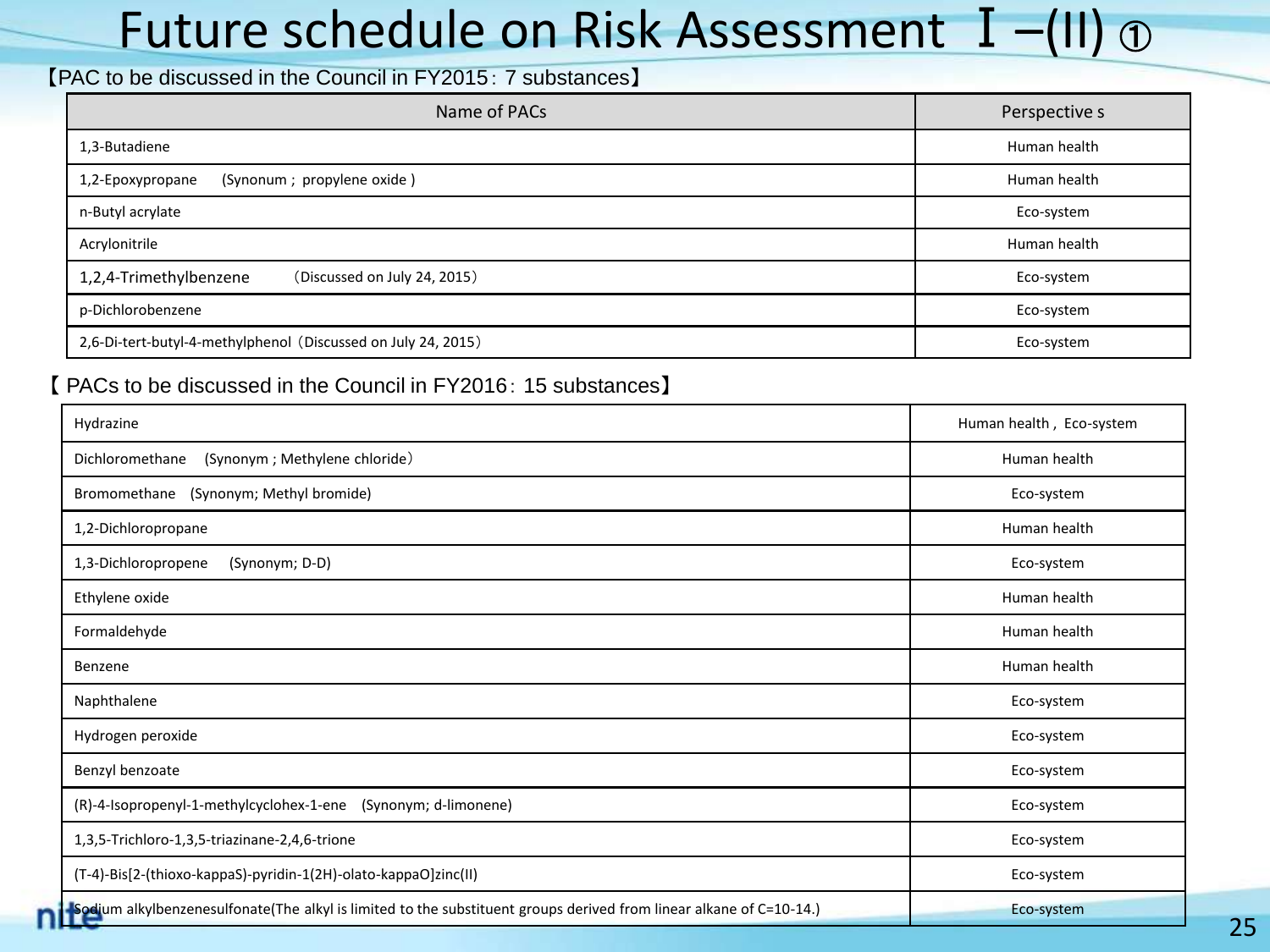# Future schedule on Risk Assessment Ⅰ–(II) ①

【PAC to be discussed in the Council in FY2015：7 substances】

| Name of PACs | Perspective s |
|---|---|
| 1,3-Butadiene | Human health |
| 1,2-Epoxypropane (Synonum；propylene oxide ) | Human health |
| n-Butyl acrylate | Eco-system |
| Acrylonitrile | Human health |
| 1,2,4-Trimethylbenzene （Discussed on July 24, 2015） | Eco-system |
| p-Dichlorobenzene | Eco-system |
| 2,6-Di-tert-butyl-4-methylphenol（Discussed on July 24, 2015） | Eco-system |

【 PACs to be discussed in the Council in FY2016：15 substances】

| Name of PACs | Perspective s |
|---|---|
| Hydrazine | Human health，Eco-system |
| Dichloromethane (Synonym ; Methylene chloride） | Human health |
| Bromomethane (Synonym; Methyl bromide) | Eco-system |
| 1,2-Dichloropropane | Human health |
| 1,3-Dichloropropene (Synonym; D-D) | Eco-system |
| Ethylene oxide | Human health |
| Formaldehyde | Human health |
| Benzene | Human health |
| Naphthalene | Eco-system |
| Hydrogen peroxide | Eco-system |
| Benzyl benzoate | Eco-system |
| (R)-4-Isopropenyl-1-methylcyclohex-1-ene (Synonym; d-limonene) | Eco-system |
| 1,3,5-Trichloro-1,3,5-triazinane-2,4,6-trione | Eco-system |
| (T-4)-Bis[2-(thioxo-kappaS)-pyridin-1(2H)-olato-kappaO]zinc(II) | Eco-system |
| Sodium alkylbenzenesulfonate(The alkyl is limited to the substituent groups derived from linear alkane of C=10-14.) | Eco-system |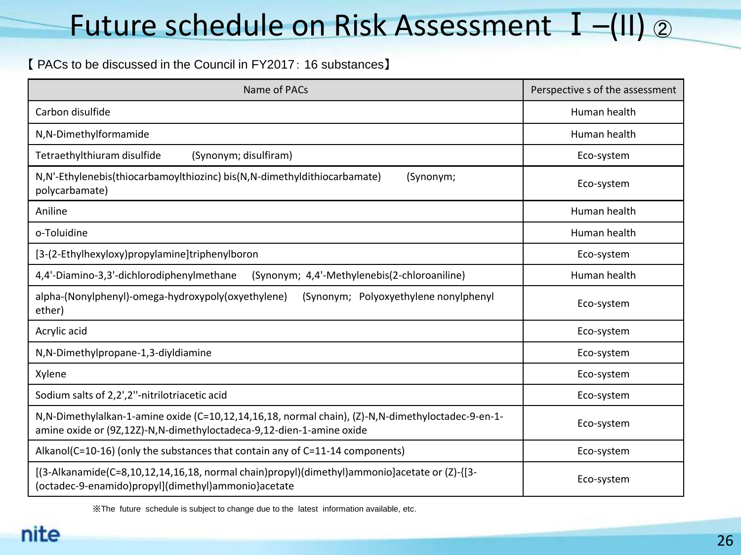# Future schedule on Risk Assessment Ⅰ–(II) ②

【 PACs to be discussed in the Council in FY2017：16 substances】

| Name of PACs | Perspective s of the assessment |
|---|---|
| Carbon disulfide | Human health |
| N,N-Dimethylformamide | Human health |
| Tetraethylthiuram disulfide (Synonym; disulfiram) | Eco-system |
| N,N'-Ethylenebis(thiocarbamoylthiozinc) bis(N,N-dimethyldithiocarbamate) (Synonym; polycarbamate) | Eco-system |
| Aniline | Human health |
| o-Toluidine | Human health |
| [3-(2-Ethylhexyloxy)propylamine]triphenylboron | Eco-system |
| 4,4'-Diamino-3,3'-dichlorodiphenylmethane (Synonym; 4,4'-Methylenebis(2-chloroaniline) | Human health |
| alpha-(Nonylphenyl)-omega-hydroxypoly(oxyethylene) (Synonym; Polyoxyethylene nonylphenyl ether) | Eco-system |
| Acrylic acid | Eco-system |
| N,N-Dimethylpropane-1,3-diyldiamine | Eco-system |
| Xylene | Eco-system |
| Sodium salts of 2,2',2''-nitrilotriacetic acid | Eco-system |
| N,N-Dimethylalkan-1-amine oxide (C=10,12,14,16,18, normal chain), (Z)-N,N-dimethyloctadec-9-en-1-amine oxide or (9Z,12Z)-N,N-dimethyloctadeca-9,12-dien-1-amine oxide | Eco-system |
| Alkanol(C=10-16) (only the substances that contain any of C=11-14 components) | Eco-system |
| [(3-Alkanamide(C=8,10,12,14,16,18, normal chain)propyl)(dimethyl)ammonio]acetate or (Z)-{[3-(octadec-9-enamido)propyl](dimethyl)ammonio}acetate | Eco-system |

※The future schedule is subject to change due to the latest information available, etc.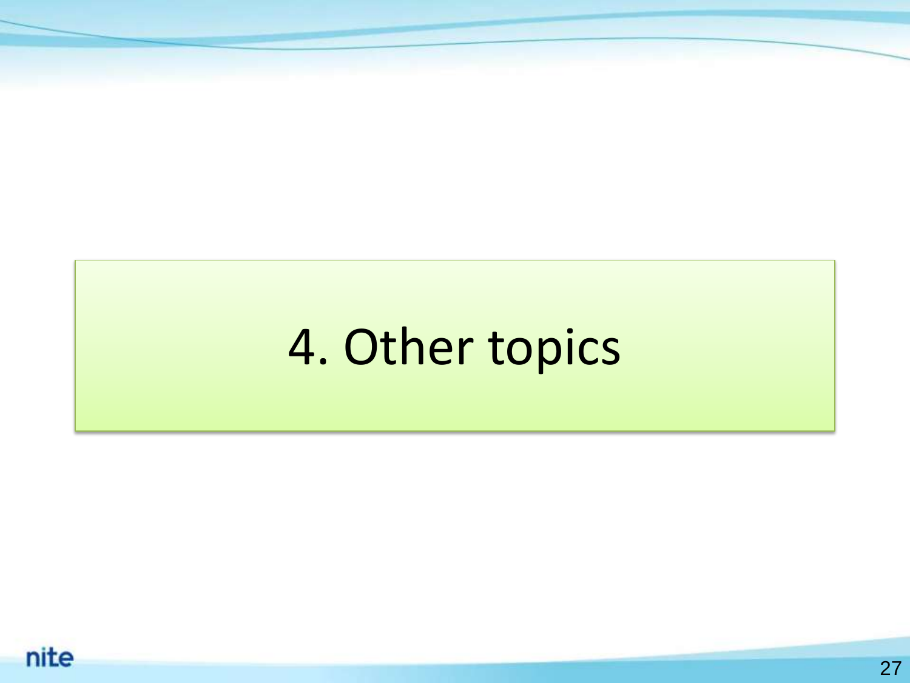# 4. Other topics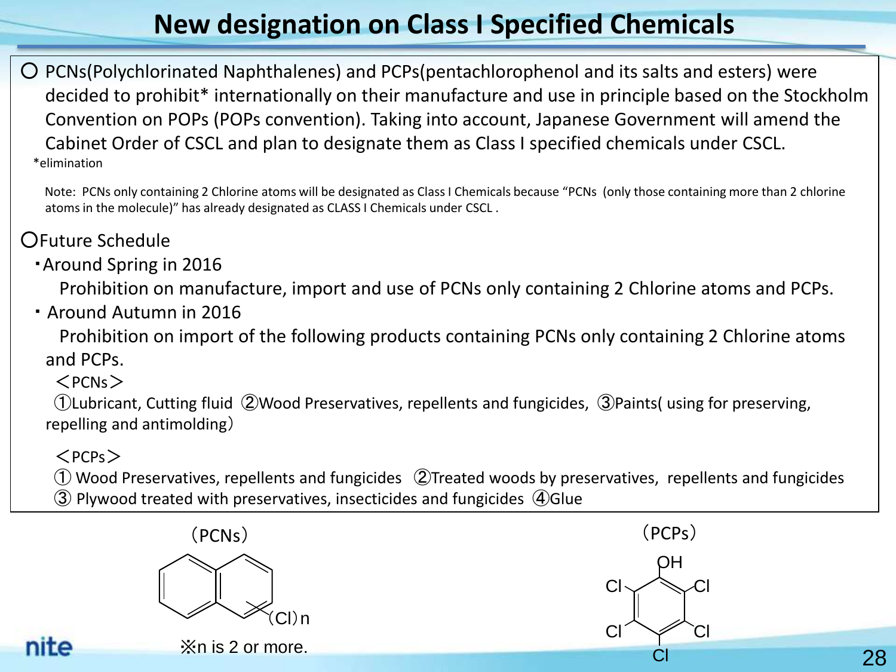# New designation on Class I Specified Chemicals

○ PCNs(Polychlorinated Naphthalenes) and PCPs(pentachlorophenol and its salts and esters) were decided to prohibit* internationally on their manufacture and use in principle based on the Stockholm Convention on POPs (POPs convention). Taking into account, Japanese Government will amend the Cabinet Order of CSCL and plan to designate them as Class I specified chemicals under CSCL.

*elimination

Note: PCNs only containing 2 Chlorine atoms will be designated as Class I Chemicals because "PCNs (only those containing more than 2 chlorine atoms in the molecule)" has already designated as CLASS I Chemicals under CSCL .

○Future Schedule

- Around Spring in 2016

  Prohibition on manufacture, import and use of PCNs only containing 2 Chlorine atoms and PCPs.

- Around Autumn in 2016

  Prohibition on import of the following products containing PCNs only containing 2 Chlorine atoms and PCPs.

  ＜PCNs＞

  ①Lubricant, Cutting fluid ②Wood Preservatives, repellents and fungicides, ③Paints( using for preserving, repelling and antimolding)

  ＜PCPs＞

  ① Wood Preservatives, repellents and fungicides ②Treated woods by preservatives, repellents and fungicides
  ③ Plywood treated with preservatives, insecticides and fungicides ④Glue

（PCNs）

(Cl)n

※n is 2 or more.

（PCPs）

OH, Cl, Cl, Cl, Cl, Cl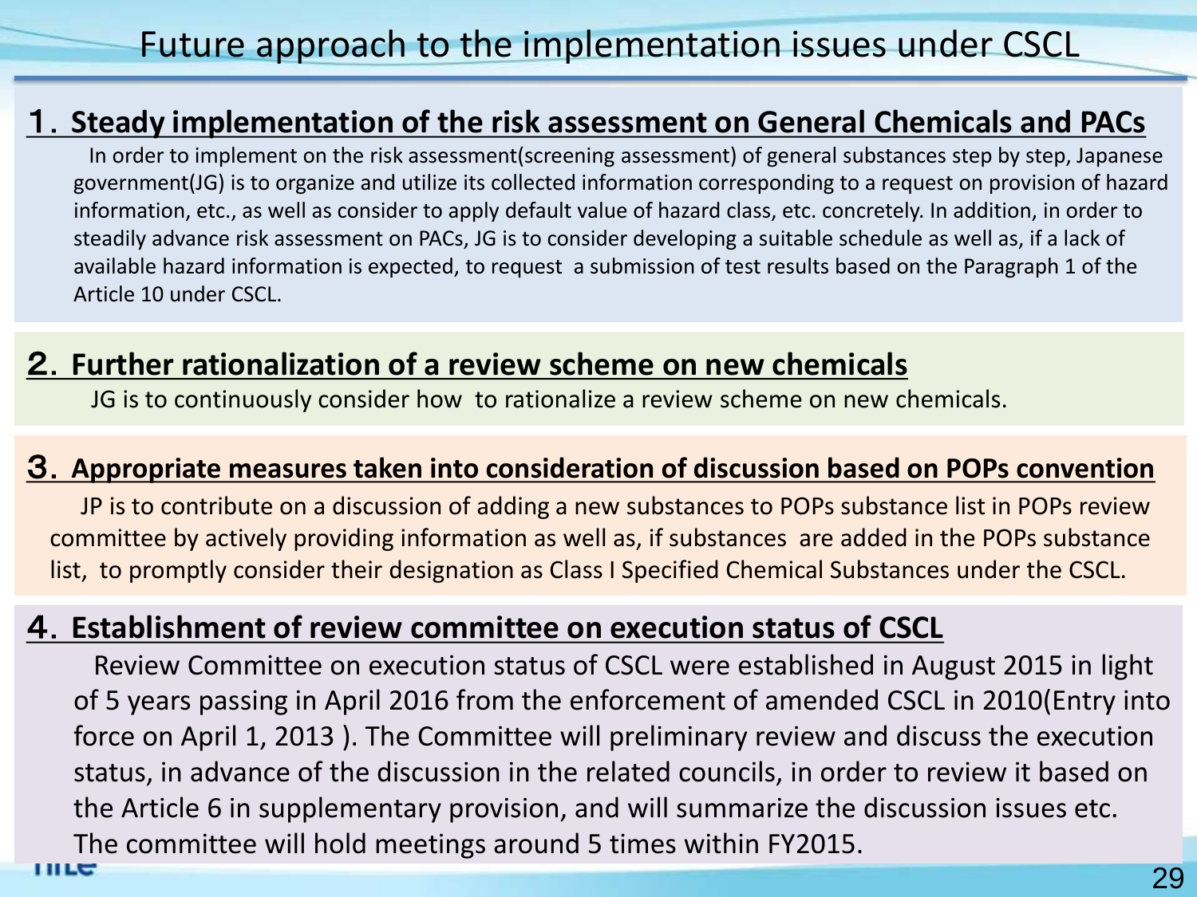# Future approach to the implementation issues under CSCL

## 1．Steady implementation of the risk assessment on General Chemicals and PACs

In order to implement on the risk assessment(screening assessment) of general substances step by step, Japanese government(JG) is to organize and utilize its collected information corresponding to a request on provision of hazard information, etc., as well as consider to apply default value of hazard class, etc. concretely. In addition, in order to steadily advance risk assessment on PACs, JG is to consider developing a suitable schedule as well as, if a lack of available hazard information is expected, to request a submission of test results based on the Paragraph 1 of the Article 10 under CSCL.

## 2．Further rationalization of a review scheme on new chemicals

JG is to continuously consider how to rationalize a review scheme on new chemicals.

## 3．Appropriate measures taken into consideration of discussion based on POPs convention

JP is to contribute on a discussion of adding a new substances to POPs substance list in POPs review committee by actively providing information as well as, if substances are added in the POPs substance list, to promptly consider their designation as Class I Specified Chemical Substances under the CSCL.

## 4．Establishment of review committee on execution status of CSCL

Review Committee on execution status of CSCL were established in August 2015 in light of 5 years passing in April 2016 from the enforcement of amended CSCL in 2010(Entry into force on April 1, 2013 ). The Committee will preliminary review and discuss the execution status, in advance of the discussion in the related councils, in order to review it based on the Article 6 in supplementary provision, and will summarize the discussion issues etc. The committee will hold meetings around 5 times within FY2015.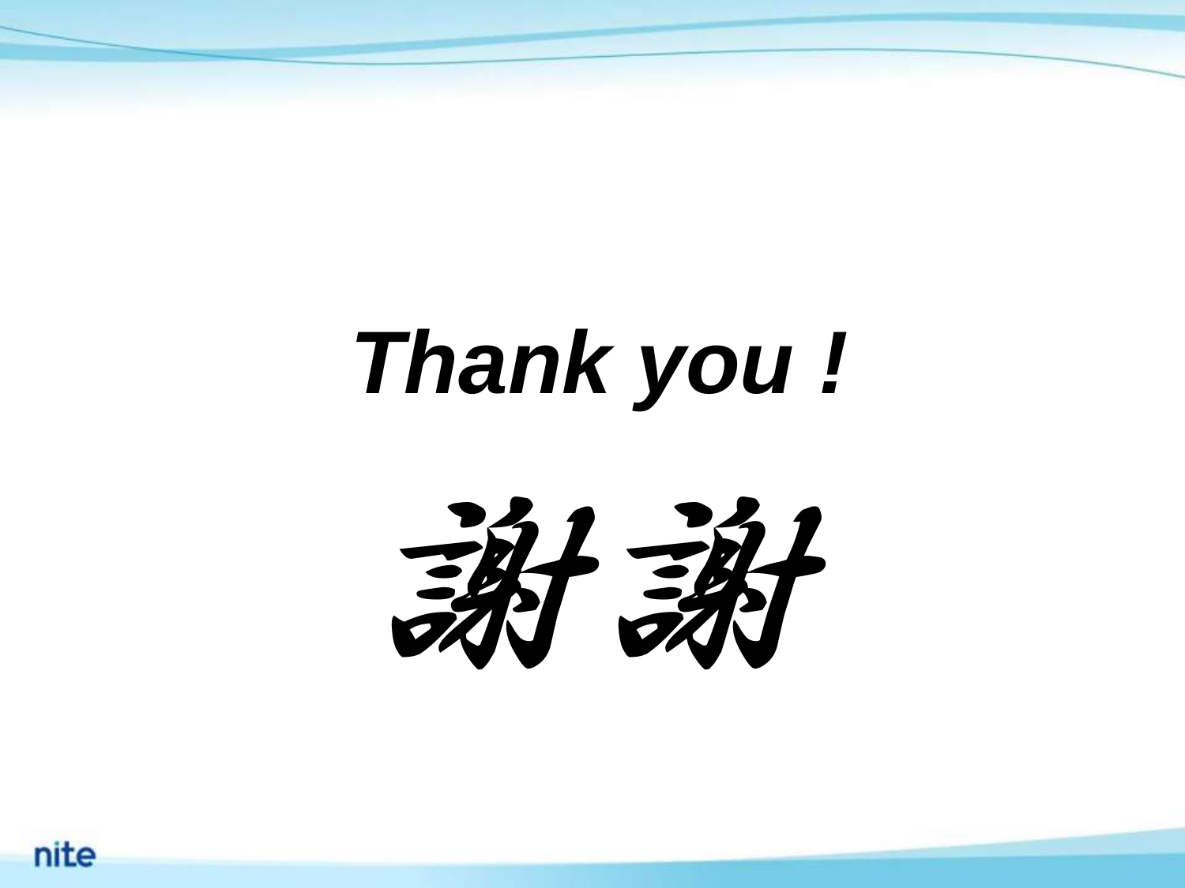***Thank you !***

***謝謝***